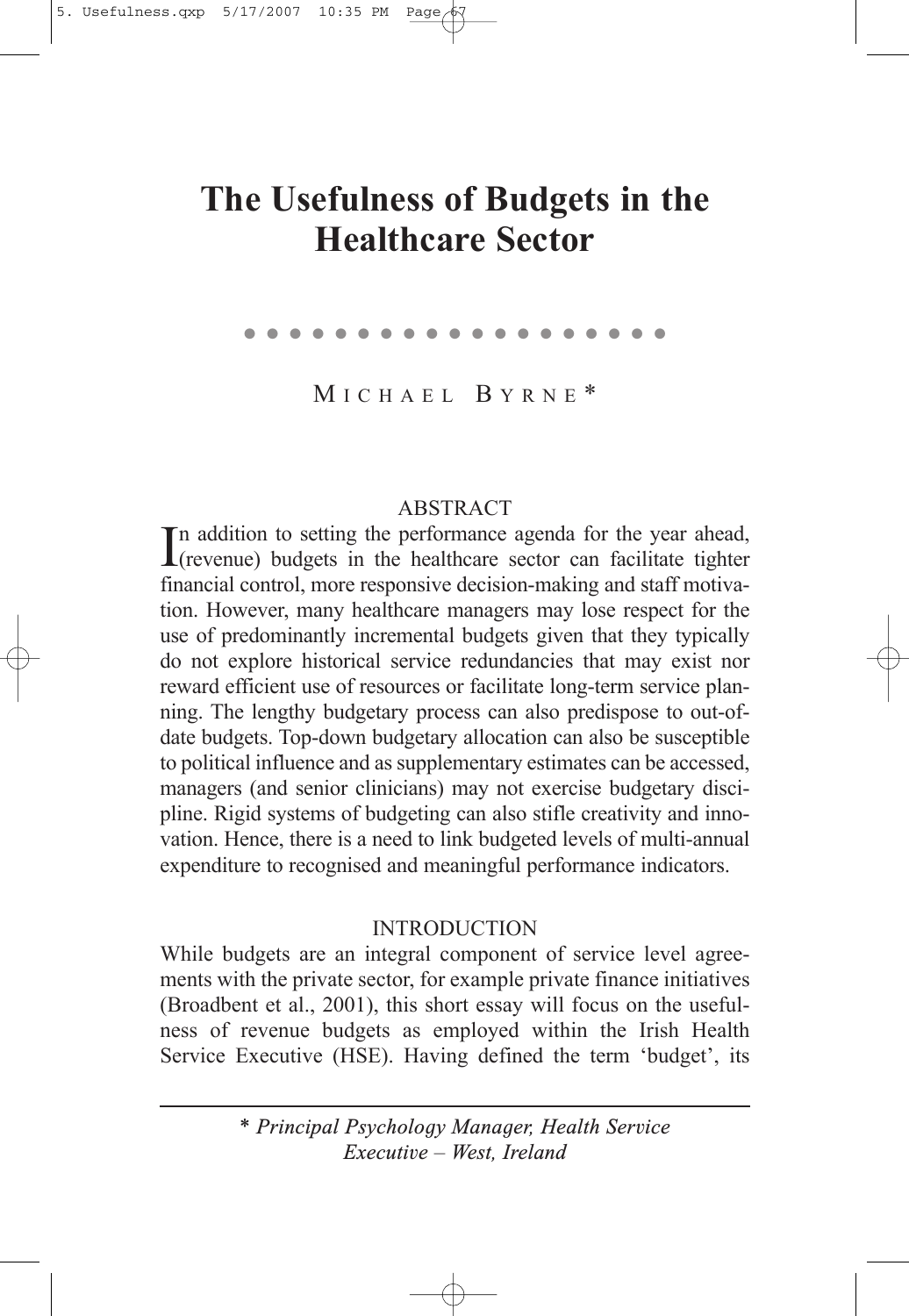# The Usefulness of Budgets in the Healthcare Sector

MICHAEL BYRNE*

## ABSTRACT

In addition to setting the performance agenda for the year ahead, (revenue) budgets in the healthcare sector can facilitate tighter financial control, more responsive decision-making and staff motivation. However, many healthcare managers may lose respect for the use of predominantly incremental budgets given that they typically do not explore historical service redundancies that may exist nor reward efficient use of resources or facilitate long-term service planning. The lengthy budgetary process can also predispose to out-of-date budgets. Top-down budgetary allocation can also be susceptible to political influence and as supplementary estimates can be accessed, managers (and senior clinicians) may not exercise budgetary discipline. Rigid systems of budgeting can also stifle creativity and innovation. Hence, there is a need to link budgeted levels of multi-annual expenditure to recognised and meaningful performance indicators.

## INTRODUCTION

While budgets are an integral component of service level agreements with the private sector, for example private finance initiatives (Broadbent et al., 2001), this short essay will focus on the usefulness of revenue budgets as employed within the Irish Health Service Executive (HSE). Having defined the term 'budget', its

---

*\* Principal Psychology Manager, Health Service Executive – West, Ireland*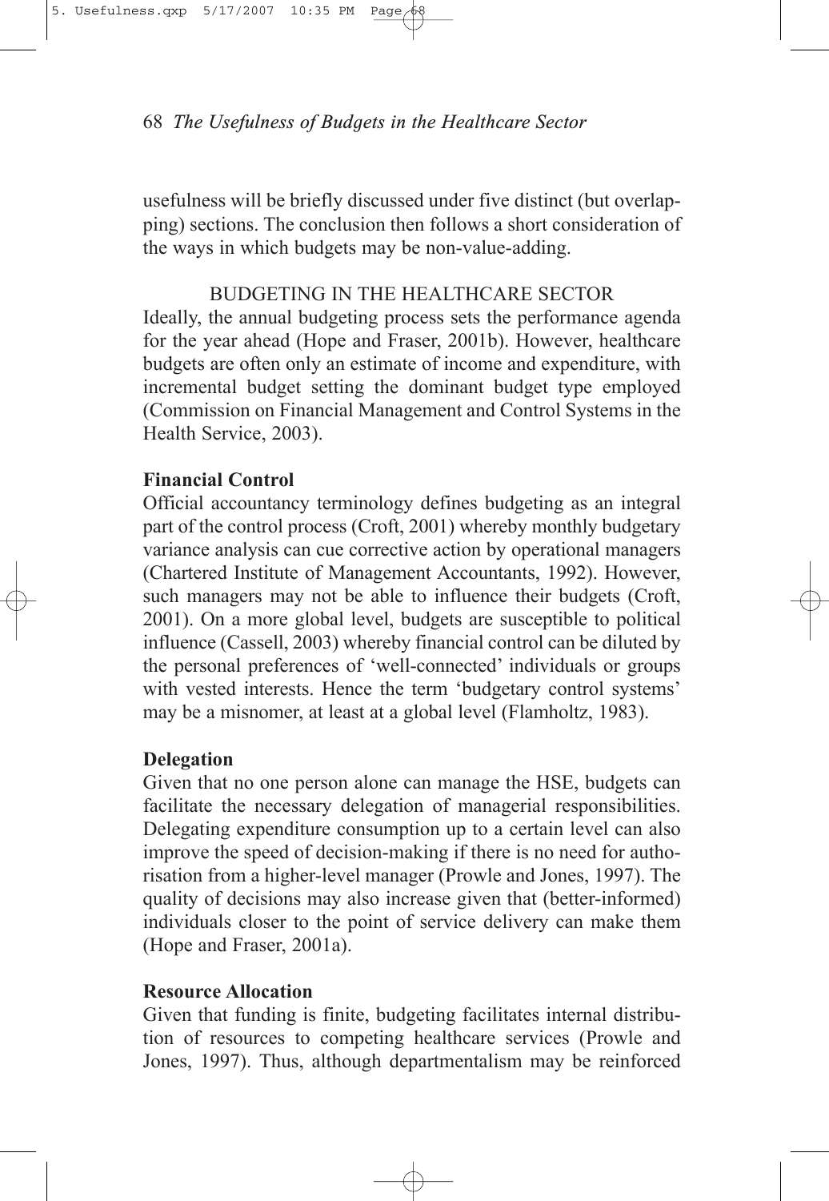usefulness will be briefly discussed under five distinct (but overlapping) sections. The conclusion then follows a short consideration of the ways in which budgets may be non-value-adding.

## BUDGETING IN THE HEALTHCARE SECTOR

Ideally, the annual budgeting process sets the performance agenda for the year ahead (Hope and Fraser, 2001b). However, healthcare budgets are often only an estimate of income and expenditure, with incremental budget setting the dominant budget type employed (Commission on Financial Management and Control Systems in the Health Service, 2003).

### Financial Control

Official accountancy terminology defines budgeting as an integral part of the control process (Croft, 2001) whereby monthly budgetary variance analysis can cue corrective action by operational managers (Chartered Institute of Management Accountants, 1992). However, such managers may not be able to influence their budgets (Croft, 2001). On a more global level, budgets are susceptible to political influence (Cassell, 2003) whereby financial control can be diluted by the personal preferences of 'well-connected' individuals or groups with vested interests. Hence the term 'budgetary control systems' may be a misnomer, at least at a global level (Flamholtz, 1983).

### Delegation

Given that no one person alone can manage the HSE, budgets can facilitate the necessary delegation of managerial responsibilities. Delegating expenditure consumption up to a certain level can also improve the speed of decision-making if there is no need for authorisation from a higher-level manager (Prowle and Jones, 1997). The quality of decisions may also increase given that (better-informed) individuals closer to the point of service delivery can make them (Hope and Fraser, 2001a).

### Resource Allocation

Given that funding is finite, budgeting facilitates internal distribution of resources to competing healthcare services (Prowle and Jones, 1997). Thus, although departmentalism may be reinforced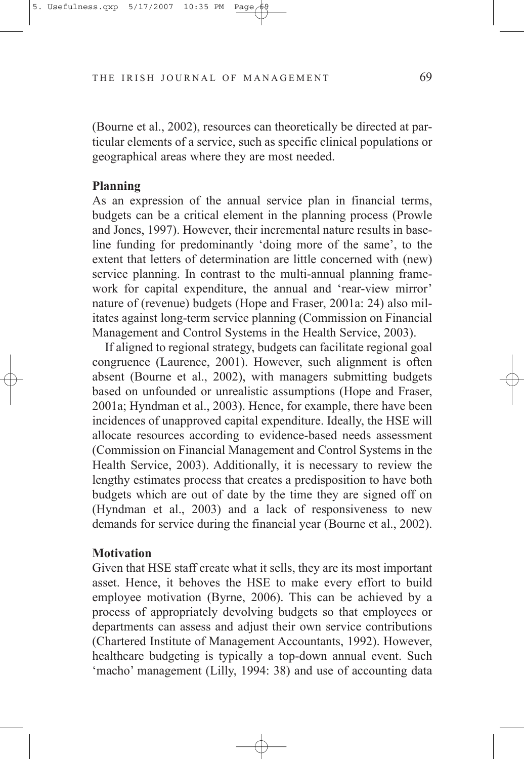(Bourne et al., 2002), resources can theoretically be directed at particular elements of a service, such as specific clinical populations or geographical areas where they are most needed.

**Planning**

As an expression of the annual service plan in financial terms, budgets can be a critical element in the planning process (Prowle and Jones, 1997). However, their incremental nature results in baseline funding for predominantly 'doing more of the same', to the extent that letters of determination are little concerned with (new) service planning. In contrast to the multi-annual planning framework for capital expenditure, the annual and 'rear-view mirror' nature of (revenue) budgets (Hope and Fraser, 2001a: 24) also militates against long-term service planning (Commission on Financial Management and Control Systems in the Health Service, 2003).

If aligned to regional strategy, budgets can facilitate regional goal congruence (Laurence, 2001). However, such alignment is often absent (Bourne et al., 2002), with managers submitting budgets based on unfounded or unrealistic assumptions (Hope and Fraser, 2001a; Hyndman et al., 2003). Hence, for example, there have been incidences of unapproved capital expenditure. Ideally, the HSE will allocate resources according to evidence-based needs assessment (Commission on Financial Management and Control Systems in the Health Service, 2003). Additionally, it is necessary to review the lengthy estimates process that creates a predisposition to have both budgets which are out of date by the time they are signed off on (Hyndman et al., 2003) and a lack of responsiveness to new demands for service during the financial year (Bourne et al., 2002).

**Motivation**

Given that HSE staff create what it sells, they are its most important asset. Hence, it behoves the HSE to make every effort to build employee motivation (Byrne, 2006). This can be achieved by a process of appropriately devolving budgets so that employees or departments can assess and adjust their own service contributions (Chartered Institute of Management Accountants, 1992). However, healthcare budgeting is typically a top-down annual event. Such 'macho' management (Lilly, 1994: 38) and use of accounting data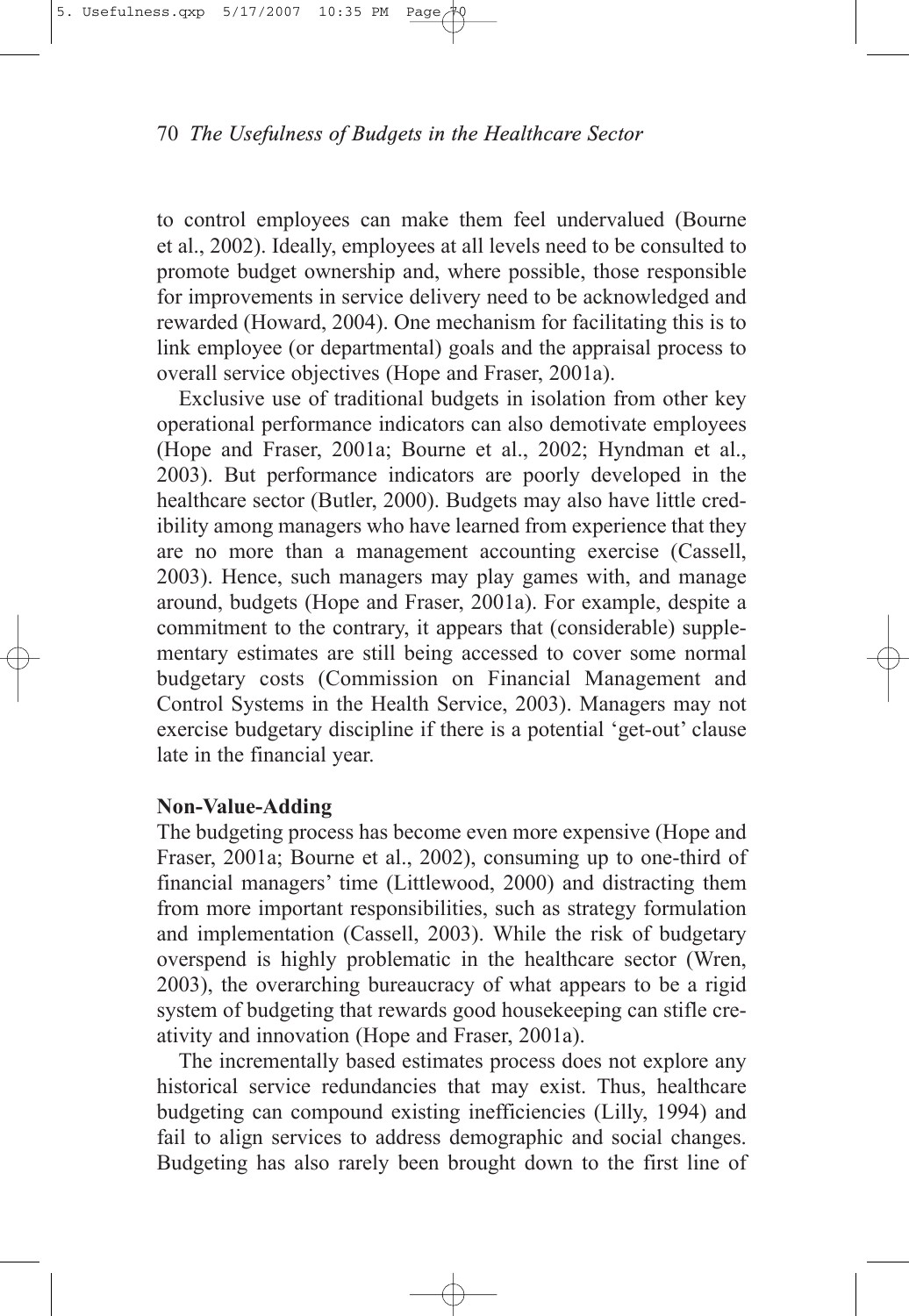to control employees can make them feel undervalued (Bourne et al., 2002). Ideally, employees at all levels need to be consulted to promote budget ownership and, where possible, those responsible for improvements in service delivery need to be acknowledged and rewarded (Howard, 2004). One mechanism for facilitating this is to link employee (or departmental) goals and the appraisal process to overall service objectives (Hope and Fraser, 2001a).

Exclusive use of traditional budgets in isolation from other key operational performance indicators can also demotivate employees (Hope and Fraser, 2001a; Bourne et al., 2002; Hyndman et al., 2003). But performance indicators are poorly developed in the healthcare sector (Butler, 2000). Budgets may also have little credibility among managers who have learned from experience that they are no more than a management accounting exercise (Cassell, 2003). Hence, such managers may play games with, and manage around, budgets (Hope and Fraser, 2001a). For example, despite a commitment to the contrary, it appears that (considerable) supplementary estimates are still being accessed to cover some normal budgetary costs (Commission on Financial Management and Control Systems in the Health Service, 2003). Managers may not exercise budgetary discipline if there is a potential 'get-out' clause late in the financial year.

**Non-Value-Adding**

The budgeting process has become even more expensive (Hope and Fraser, 2001a; Bourne et al., 2002), consuming up to one-third of financial managers' time (Littlewood, 2000) and distracting them from more important responsibilities, such as strategy formulation and implementation (Cassell, 2003). While the risk of budgetary overspend is highly problematic in the healthcare sector (Wren, 2003), the overarching bureaucracy of what appears to be a rigid system of budgeting that rewards good housekeeping can stifle creativity and innovation (Hope and Fraser, 2001a).

The incrementally based estimates process does not explore any historical service redundancies that may exist. Thus, healthcare budgeting can compound existing inefficiencies (Lilly, 1994) and fail to align services to address demographic and social changes. Budgeting has also rarely been brought down to the first line of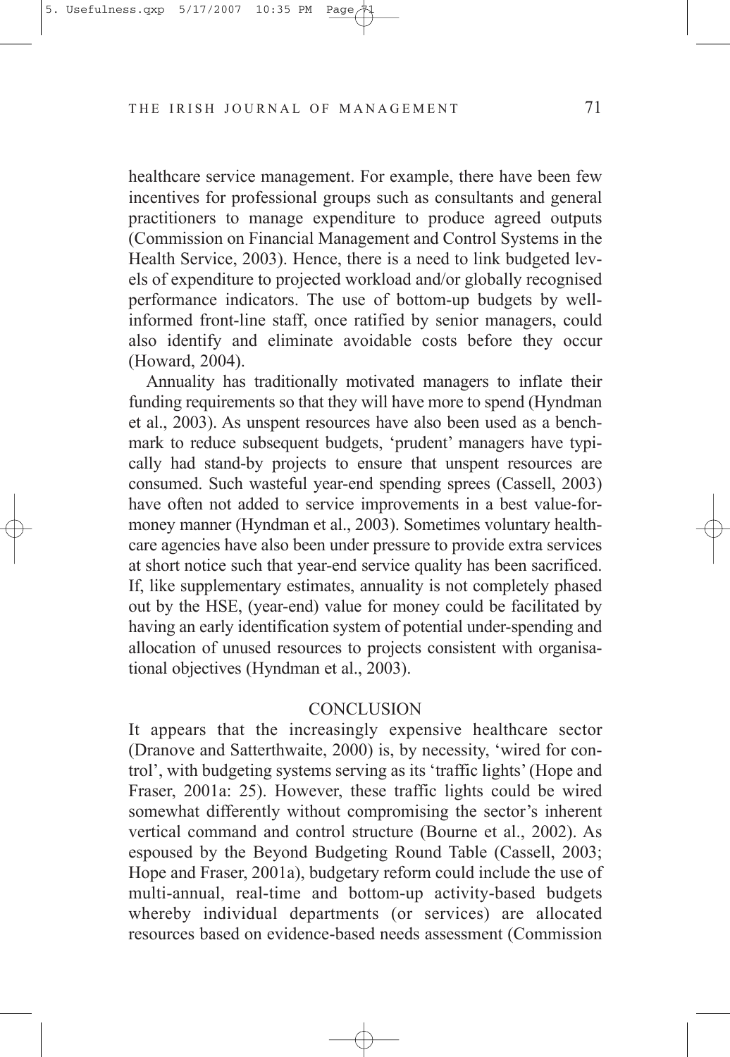healthcare service management. For example, there have been few incentives for professional groups such as consultants and general practitioners to manage expenditure to produce agreed outputs (Commission on Financial Management and Control Systems in the Health Service, 2003). Hence, there is a need to link budgeted levels of expenditure to projected workload and/or globally recognised performance indicators. The use of bottom-up budgets by well-informed front-line staff, once ratified by senior managers, could also identify and eliminate avoidable costs before they occur (Howard, 2004).

Annuality has traditionally motivated managers to inflate their funding requirements so that they will have more to spend (Hyndman et al., 2003). As unspent resources have also been used as a benchmark to reduce subsequent budgets, 'prudent' managers have typically had stand-by projects to ensure that unspent resources are consumed. Such wasteful year-end spending sprees (Cassell, 2003) have often not added to service improvements in a best value-for-money manner (Hyndman et al., 2003). Sometimes voluntary healthcare agencies have also been under pressure to provide extra services at short notice such that year-end service quality has been sacrificed. If, like supplementary estimates, annuality is not completely phased out by the HSE, (year-end) value for money could be facilitated by having an early identification system of potential under-spending and allocation of unused resources to projects consistent with organisational objectives (Hyndman et al., 2003).

## CONCLUSION

It appears that the increasingly expensive healthcare sector (Dranove and Satterthwaite, 2000) is, by necessity, 'wired for control', with budgeting systems serving as its 'traffic lights' (Hope and Fraser, 2001a: 25). However, these traffic lights could be wired somewhat differently without compromising the sector's inherent vertical command and control structure (Bourne et al., 2002). As espoused by the Beyond Budgeting Round Table (Cassell, 2003; Hope and Fraser, 2001a), budgetary reform could include the use of multi-annual, real-time and bottom-up activity-based budgets whereby individual departments (or services) are allocated resources based on evidence-based needs assessment (Commission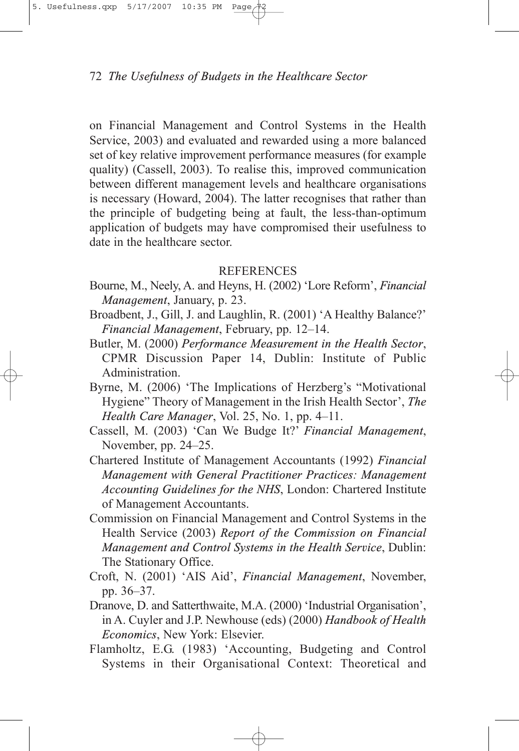on Financial Management and Control Systems in the Health Service, 2003) and evaluated and rewarded using a more balanced set of key relative improvement performance measures (for example quality) (Cassell, 2003). To realise this, improved communication between different management levels and healthcare organisations is necessary (Howard, 2004). The latter recognises that rather than the principle of budgeting being at fault, the less-than-optimum application of budgets may have compromised their usefulness to date in the healthcare sector.

## REFERENCES

Bourne, M., Neely, A. and Heyns, H. (2002) 'Lore Reform', *Financial Management*, January, p. 23.

Broadbent, J., Gill, J. and Laughlin, R. (2001) 'A Healthy Balance?' *Financial Management*, February, pp. 12–14.

Butler, M. (2000) *Performance Measurement in the Health Sector*, CPMR Discussion Paper 14, Dublin: Institute of Public Administration.

Byrne, M. (2006) 'The Implications of Herzberg's "Motivational Hygiene" Theory of Management in the Irish Health Sector', *The Health Care Manager*, Vol. 25, No. 1, pp. 4–11.

Cassell, M. (2003) 'Can We Budge It?' *Financial Management*, November, pp. 24–25.

Chartered Institute of Management Accountants (1992) *Financial Management with General Practitioner Practices: Management Accounting Guidelines for the NHS*, London: Chartered Institute of Management Accountants.

Commission on Financial Management and Control Systems in the Health Service (2003) *Report of the Commission on Financial Management and Control Systems in the Health Service*, Dublin: The Stationary Office.

Croft, N. (2001) 'AIS Aid', *Financial Management*, November, pp. 36–37.

Dranove, D. and Satterthwaite, M.A. (2000) 'Industrial Organisation', in A. Cuyler and J.P. Newhouse (eds) (2000) *Handbook of Health Economics*, New York: Elsevier.

Flamholtz, E.G. (1983) 'Accounting, Budgeting and Control Systems in their Organisational Context: Theoretical and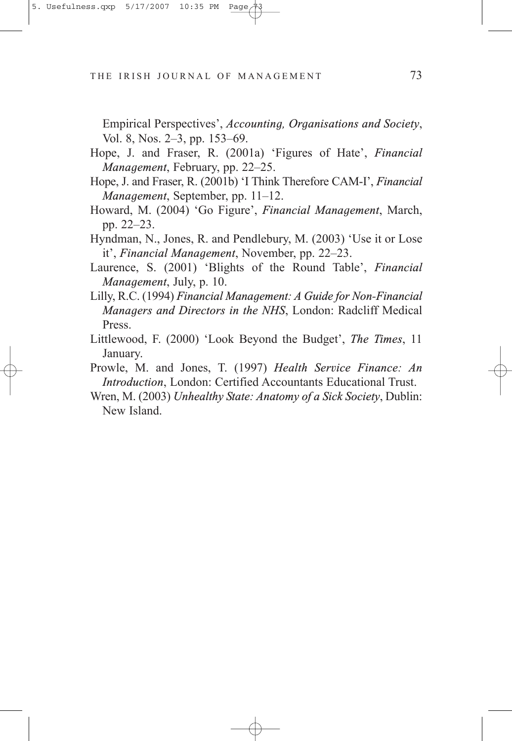Empirical Perspectives', *Accounting, Organisations and Society*, Vol. 8, Nos. 2–3, pp. 153–69.

Hope, J. and Fraser, R. (2001a) 'Figures of Hate', *Financial Management*, February, pp. 22–25.

Hope, J. and Fraser, R. (2001b) 'I Think Therefore CAM-I', *Financial Management*, September, pp. 11–12.

Howard, M. (2004) 'Go Figure', *Financial Management*, March, pp. 22–23.

Hyndman, N., Jones, R. and Pendlebury, M. (2003) 'Use it or Lose it', *Financial Management*, November, pp. 22–23.

Laurence, S. (2001) 'Blights of the Round Table', *Financial Management*, July, p. 10.

Lilly, R.C. (1994) *Financial Management: A Guide for Non-Financial Managers and Directors in the NHS*, London: Radcliff Medical Press.

Littlewood, F. (2000) 'Look Beyond the Budget', *The Times*, 11 January.

Prowle, M. and Jones, T. (1997) *Health Service Finance: An Introduction*, London: Certified Accountants Educational Trust.

Wren, M. (2003) *Unhealthy State: Anatomy of a Sick Society*, Dublin: New Island.